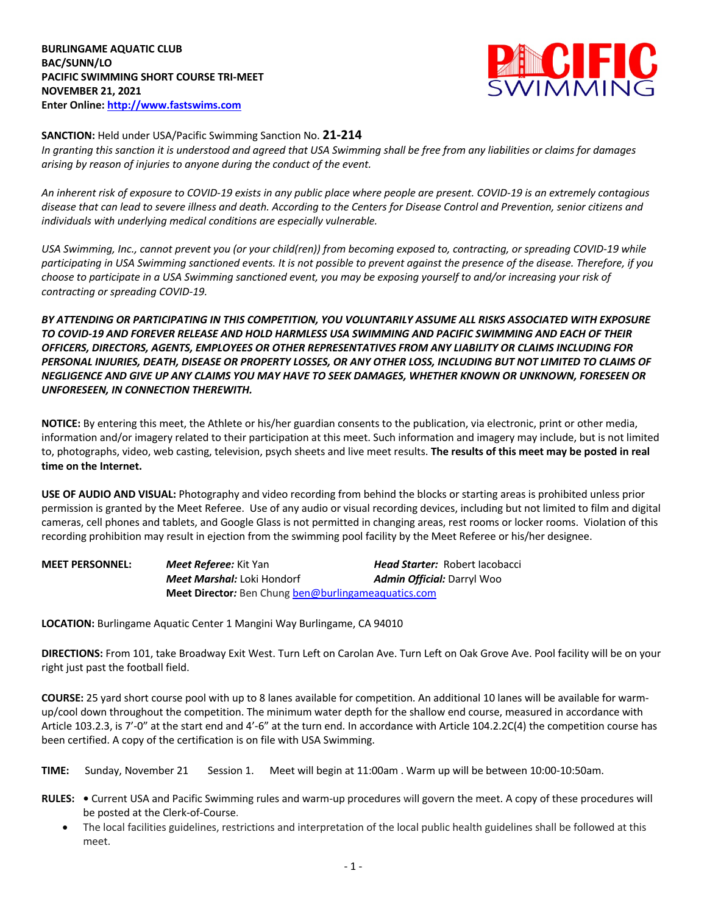**BURLINGAME AQUATIC CLUB**
**BAC/SUNN/LO**
**PACIFIC SWIMMING SHORT COURSE TRI-MEET**
**NOVEMBER 21, 2021**
**Enter Online: http://www.fastswims.com**

**SANCTION:** Held under USA/Pacific Swimming Sanction No. **21-214**

*In granting this sanction it is understood and agreed that USA Swimming shall be free from any liabilities or claims for damages arising by reason of injuries to anyone during the conduct of the event.*

*An inherent risk of exposure to COVID-19 exists in any public place where people are present. COVID-19 is an extremely contagious disease that can lead to severe illness and death. According to the Centers for Disease Control and Prevention, senior citizens and individuals with underlying medical conditions are especially vulnerable.*

*USA Swimming, Inc., cannot prevent you (or your child(ren)) from becoming exposed to, contracting, or spreading COVID-19 while participating in USA Swimming sanctioned events. It is not possible to prevent against the presence of the disease. Therefore, if you choose to participate in a USA Swimming sanctioned event, you may be exposing yourself to and/or increasing your risk of contracting or spreading COVID-19.*

***BY ATTENDING OR PARTICIPATING IN THIS COMPETITION, YOU VOLUNTARILY ASSUME ALL RISKS ASSOCIATED WITH EXPOSURE TO COVID-19 AND FOREVER RELEASE AND HOLD HARMLESS USA SWIMMING AND PACIFIC SWIMMING AND EACH OF THEIR OFFICERS, DIRECTORS, AGENTS, EMPLOYEES OR OTHER REPRESENTATIVES FROM ANY LIABILITY OR CLAIMS INCLUDING FOR PERSONAL INJURIES, DEATH, DISEASE OR PROPERTY LOSSES, OR ANY OTHER LOSS, INCLUDING BUT NOT LIMITED TO CLAIMS OF NEGLIGENCE AND GIVE UP ANY CLAIMS YOU MAY HAVE TO SEEK DAMAGES, WHETHER KNOWN OR UNKNOWN, FORESEEN OR UNFORESEEN, IN CONNECTION THEREWITH.***

**NOTICE:** By entering this meet, the Athlete or his/her guardian consents to the publication, via electronic, print or other media, information and/or imagery related to their participation at this meet. Such information and imagery may include, but is not limited to, photographs, video, web casting, television, psych sheets and live meet results. **The results of this meet may be posted in real time on the Internet.**

**USE OF AUDIO AND VISUAL:** Photography and video recording from behind the blocks or starting areas is prohibited unless prior permission is granted by the Meet Referee. Use of any audio or visual recording devices, including but not limited to film and digital cameras, cell phones and tablets, and Google Glass is not permitted in changing areas, rest rooms or locker rooms. Violation of this recording prohibition may result in ejection from the swimming pool facility by the Meet Referee or his/her designee.

**MEET PERSONNEL:**
***Meet Referee:*** Kit Yan — ***Head Starter:*** Robert Iacobacci
***Meet Marshal:*** Loki Hondorf — ***Admin Official:*** Darryl Woo
**Meet Director***:* Ben Chung ben@burlingameaquatics.com

**LOCATION:** Burlingame Aquatic Center 1 Mangini Way Burlingame, CA 94010

**DIRECTIONS:** From 101, take Broadway Exit West. Turn Left on Carolan Ave. Turn Left on Oak Grove Ave. Pool facility will be on your right just past the football field.

**COURSE:** 25 yard short course pool with up to 8 lanes available for competition. An additional 10 lanes will be available for warm-up/cool down throughout the competition. The minimum water depth for the shallow end course, measured in accordance with Article 103.2.3, is 7'-0" at the start end and 4'-6" at the turn end. In accordance with Article 104.2.2C(4) the competition course has been certified. A copy of the certification is on file with USA Swimming.

**TIME:** Sunday, November 21 Session 1. Meet will begin at 11:00am . Warm up will be between 10:00-10:50am.

**RULES:**
- Current USA and Pacific Swimming rules and warm-up procedures will govern the meet. A copy of these procedures will be posted at the Clerk-of-Course.
- The local facilities guidelines, restrictions and interpretation of the local public health guidelines shall be followed at this meet.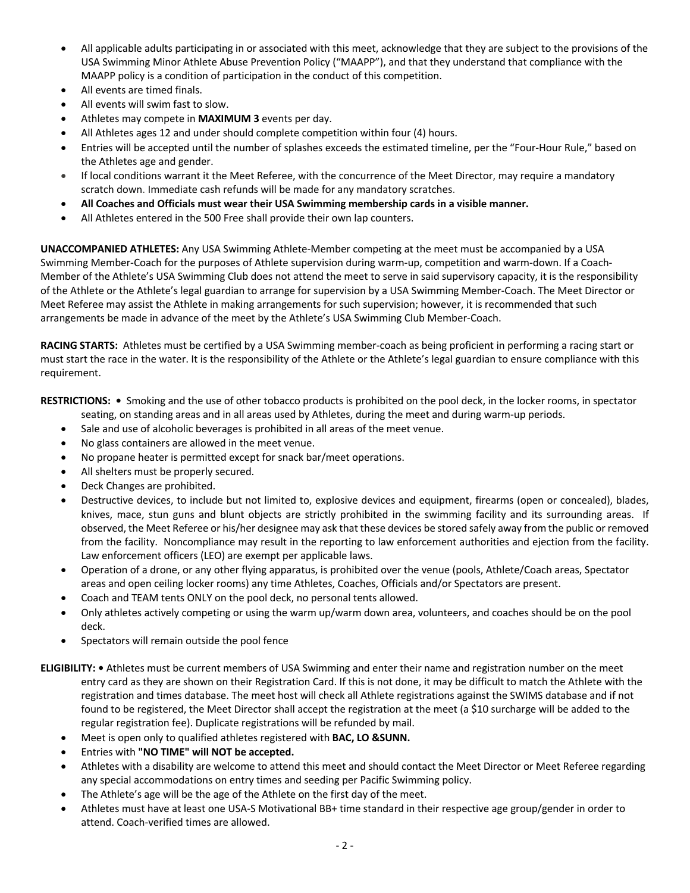- All applicable adults participating in or associated with this meet, acknowledge that they are subject to the provisions of the USA Swimming Minor Athlete Abuse Prevention Policy ("MAAPP"), and that they understand that compliance with the MAAPP policy is a condition of participation in the conduct of this competition.
- All events are timed finals.
- All events will swim fast to slow.
- Athletes may compete in **MAXIMUM 3** events per day.
- All Athletes ages 12 and under should complete competition within four (4) hours.
- Entries will be accepted until the number of splashes exceeds the estimated timeline, per the "Four-Hour Rule," based on the Athletes age and gender.
- If local conditions warrant it the Meet Referee, with the concurrence of the Meet Director, may require a mandatory scratch down. Immediate cash refunds will be made for any mandatory scratches.
- **All Coaches and Officials must wear their USA Swimming membership cards in a visible manner.**
- All Athletes entered in the 500 Free shall provide their own lap counters.

**UNACCOMPANIED ATHLETES:** Any USA Swimming Athlete-Member competing at the meet must be accompanied by a USA Swimming Member-Coach for the purposes of Athlete supervision during warm-up, competition and warm-down. If a Coach-Member of the Athlete's USA Swimming Club does not attend the meet to serve in said supervisory capacity, it is the responsibility of the Athlete or the Athlete's legal guardian to arrange for supervision by a USA Swimming Member-Coach. The Meet Director or Meet Referee may assist the Athlete in making arrangements for such supervision; however, it is recommended that such arrangements be made in advance of the meet by the Athlete's USA Swimming Club Member-Coach.

**RACING STARTS:** Athletes must be certified by a USA Swimming member-coach as being proficient in performing a racing start or must start the race in the water. It is the responsibility of the Athlete or the Athlete's legal guardian to ensure compliance with this requirement.

**RESTRICTIONS:**
- Smoking and the use of other tobacco products is prohibited on the pool deck, in the locker rooms, in spectator seating, on standing areas and in all areas used by Athletes, during the meet and during warm-up periods.
- Sale and use of alcoholic beverages is prohibited in all areas of the meet venue.
- No glass containers are allowed in the meet venue.
- No propane heater is permitted except for snack bar/meet operations.
- All shelters must be properly secured.
- Deck Changes are prohibited.
- Destructive devices, to include but not limited to, explosive devices and equipment, firearms (open or concealed), blades, knives, mace, stun guns and blunt objects are strictly prohibited in the swimming facility and its surrounding areas. If observed, the Meet Referee or his/her designee may ask that these devices be stored safely away from the public or removed from the facility. Noncompliance may result in the reporting to law enforcement authorities and ejection from the facility. Law enforcement officers (LEO) are exempt per applicable laws.
- Operation of a drone, or any other flying apparatus, is prohibited over the venue (pools, Athlete/Coach areas, Spectator areas and open ceiling locker rooms) any time Athletes, Coaches, Officials and/or Spectators are present.
- Coach and TEAM tents ONLY on the pool deck, no personal tents allowed.
- Only athletes actively competing or using the warm up/warm down area, volunteers, and coaches should be on the pool deck.
- Spectators will remain outside the pool fence

**ELIGIBILITY:**
- Athletes must be current members of USA Swimming and enter their name and registration number on the meet entry card as they are shown on their Registration Card. If this is not done, it may be difficult to match the Athlete with the registration and times database. The meet host will check all Athlete registrations against the SWIMS database and if not found to be registered, the Meet Director shall accept the registration at the meet (a $10 surcharge will be added to the regular registration fee). Duplicate registrations will be refunded by mail.
- Meet is open only to qualified athletes registered with **BAC, LO &SUNN.**
- Entries with **"NO TIME" will NOT be accepted.**
- Athletes with a disability are welcome to attend this meet and should contact the Meet Director or Meet Referee regarding any special accommodations on entry times and seeding per Pacific Swimming policy.
- The Athlete's age will be the age of the Athlete on the first day of the meet.
- Athletes must have at least one USA-S Motivational BB+ time standard in their respective age group/gender in order to attend. Coach-verified times are allowed.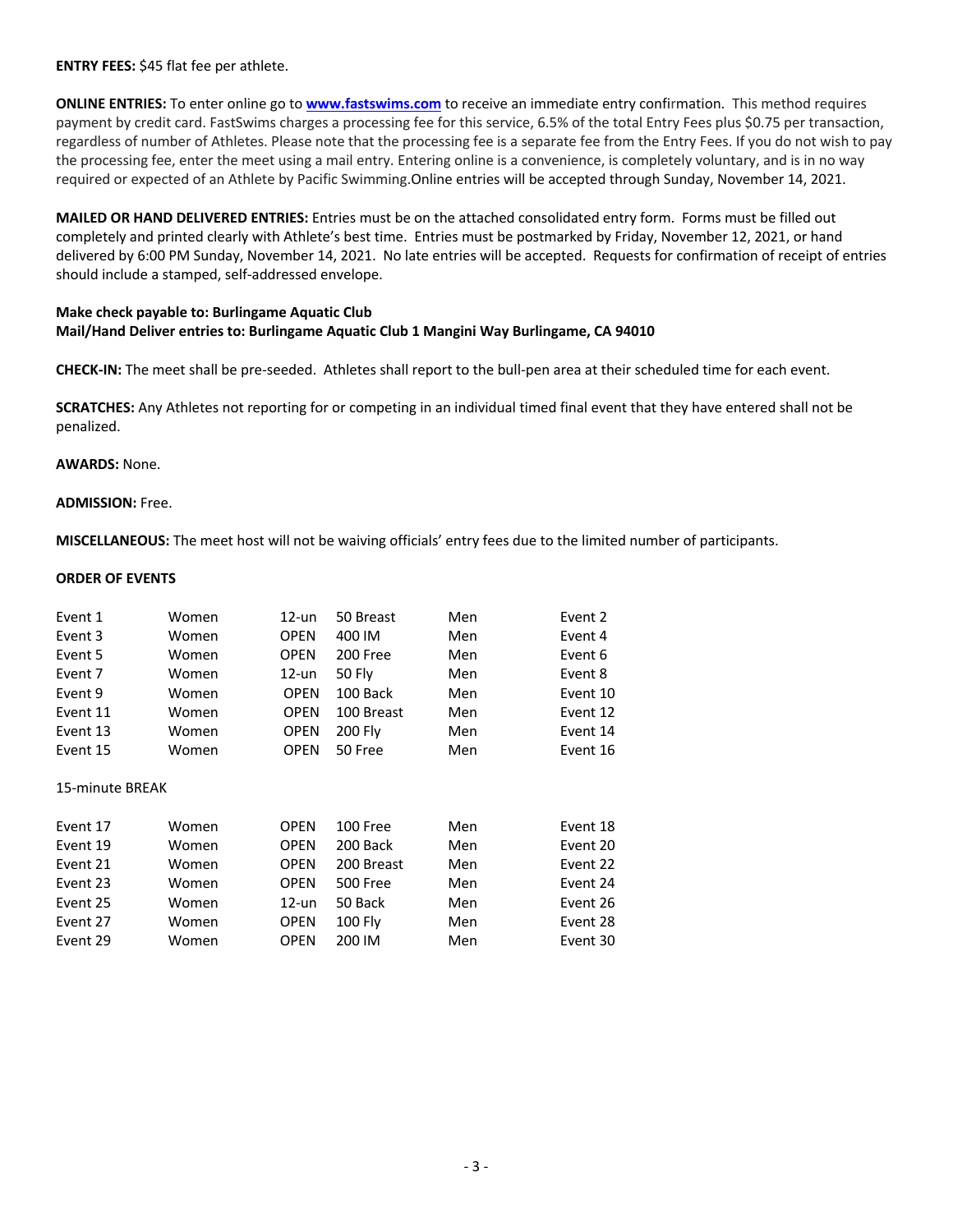**ENTRY FEES:** $45 flat fee per athlete.

**ONLINE ENTRIES:** To enter online go to **www.fastswims.com** to receive an immediate entry confirmation. This method requires payment by credit card. FastSwims charges a processing fee for this service, 6.5% of the total Entry Fees plus $0.75 per transaction, regardless of number of Athletes. Please note that the processing fee is a separate fee from the Entry Fees. If you do not wish to pay the processing fee, enter the meet using a mail entry. Entering online is a convenience, is completely voluntary, and is in no way required or expected of an Athlete by Pacific Swimming.Online entries will be accepted through Sunday, November 14, 2021.

**MAILED OR HAND DELIVERED ENTRIES:** Entries must be on the attached consolidated entry form. Forms must be filled out completely and printed clearly with Athlete's best time. Entries must be postmarked by Friday, November 12, 2021, or hand delivered by 6:00 PM Sunday, November 14, 2021. No late entries will be accepted. Requests for confirmation of receipt of entries should include a stamped, self-addressed envelope.

**Make check payable to: Burlingame Aquatic Club**
**Mail/Hand Deliver entries to: Burlingame Aquatic Club 1 Mangini Way Burlingame, CA 94010**

**CHECK-IN:** The meet shall be pre-seeded. Athletes shall report to the bull-pen area at their scheduled time for each event.

**SCRATCHES:** Any Athletes not reporting for or competing in an individual timed final event that they have entered shall not be penalized.

**AWARDS:** None.

**ADMISSION:** Free.

**MISCELLANEOUS:** The meet host will not be waiving officials' entry fees due to the limited number of participants.

**ORDER OF EVENTS**

| | | | | | |
|---|---|---|---|---|---|
| Event 1 | Women | 12-un | 50 Breast | Men | Event 2 |
| Event 3 | Women | OPEN | 400 IM | Men | Event 4 |
| Event 5 | Women | OPEN | 200 Free | Men | Event 6 |
| Event 7 | Women | 12-un | 50 Fly | Men | Event 8 |
| Event 9 | Women | OPEN | 100 Back | Men | Event 10 |
| Event 11 | Women | OPEN | 100 Breast | Men | Event 12 |
| Event 13 | Women | OPEN | 200 Fly | Men | Event 14 |
| Event 15 | Women | OPEN | 50 Free | Men | Event 16 |

15-minute BREAK

| | | | | | |
|---|---|---|---|---|---|
| Event 17 | Women | OPEN | 100 Free | Men | Event 18 |
| Event 19 | Women | OPEN | 200 Back | Men | Event 20 |
| Event 21 | Women | OPEN | 200 Breast | Men | Event 22 |
| Event 23 | Women | OPEN | 500 Free | Men | Event 24 |
| Event 25 | Women | 12-un | 50 Back | Men | Event 26 |
| Event 27 | Women | OPEN | 100 Fly | Men | Event 28 |
| Event 29 | Women | OPEN | 200 IM | Men | Event 30 |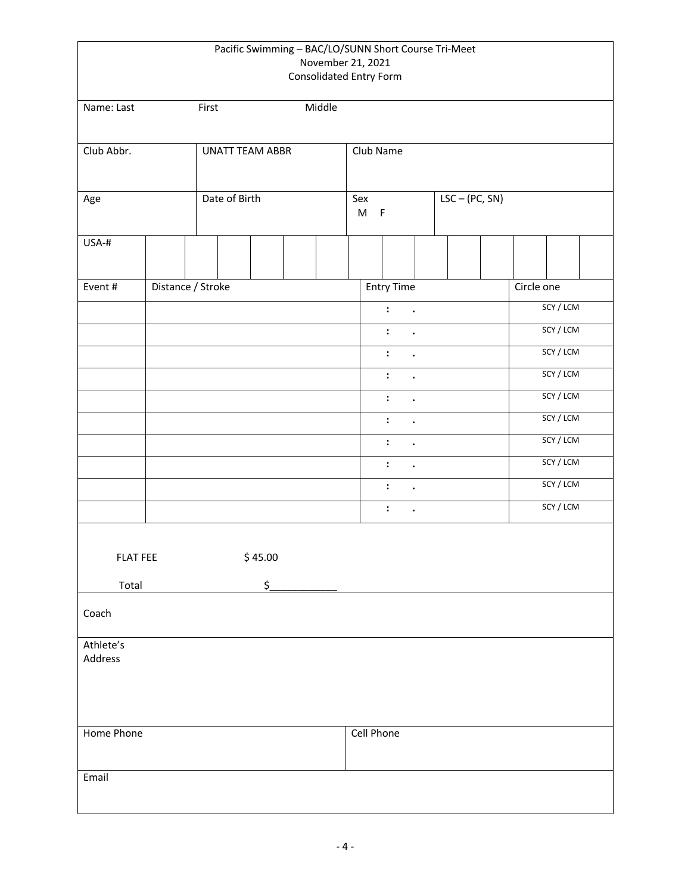Pacific Swimming – BAC/LO/SUNN Short Course Tri-Meet
November 21, 2021
Consolidated Entry Form

| | | |
|---|---|---|
| Name: Last | First | Middle |

| | | |
|---|---|---|
| Club Abbr. | UNATT TEAM ABBR | Club Name |

| | | | |
|---|---|---|---|
| Age | Date of Birth | Sex M F | LSC – (PC, SN) |

| | | | | | | | | | | | | | | |
|---|---|---|---|---|---|---|---|---|---|---|---|---|---|---|
| USA-# | | | | | | | | | | | | | | |

| Event # | Distance / Stroke | Entry Time | Circle one |
|---|---|---|---|
| | | : . | SCY / LCM |
| | | : . | SCY / LCM |
| | | : . | SCY / LCM |
| | | : . | SCY / LCM |
| | | : . | SCY / LCM |
| | | : . | SCY / LCM |
| | | : . | SCY / LCM |
| | | : . | SCY / LCM |
| | | : . | SCY / LCM |
| | | : . | SCY / LCM |

FLAT FEE $ 45.00

Total $___________

Coach

Athlete's Address

| | |
|---|---|
| Home Phone | Cell Phone |

Email